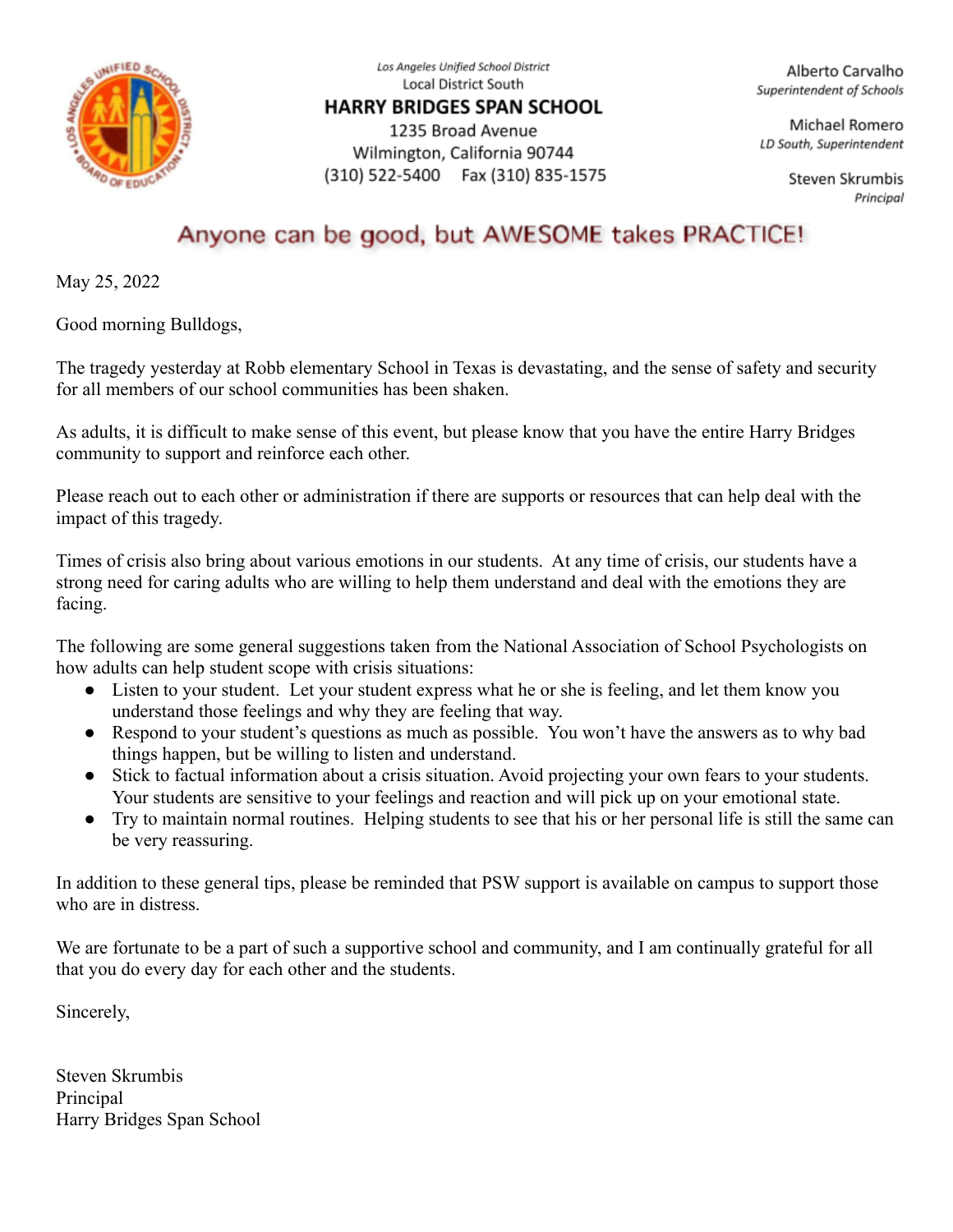*Los Angeles Unified School District*
Local District South

# HARRY BRIDGES SPAN SCHOOL

1235 Broad Avenue
Wilmington, California 90744
(310) 522-5400 Fax (310) 835-1575

Alberto Carvalho
*Superintendent of Schools*

Michael Romero
*LD South, Superintendent*

Steven Skrumbis
*Principal*

## Anyone can be good, but AWESOME takes PRACTICE!

May 25, 2022

Good morning Bulldogs,

The tragedy yesterday at Robb elementary School in Texas is devastating, and the sense of safety and security for all members of our school communities has been shaken.

As adults, it is difficult to make sense of this event, but please know that you have the entire Harry Bridges community to support and reinforce each other.

Please reach out to each other or administration if there are supports or resources that can help deal with the impact of this tragedy.

Times of crisis also bring about various emotions in our students. At any time of crisis, our students have a strong need for caring adults who are willing to help them understand and deal with the emotions they are facing.

The following are some general suggestions taken from the National Association of School Psychologists on how adults can help student scope with crisis situations:

- Listen to your student. Let your student express what he or she is feeling, and let them know you understand those feelings and why they are feeling that way.
- Respond to your student's questions as much as possible. You won't have the answers as to why bad things happen, but be willing to listen and understand.
- Stick to factual information about a crisis situation. Avoid projecting your own fears to your students. Your students are sensitive to your feelings and reaction and will pick up on your emotional state.
- Try to maintain normal routines. Helping students to see that his or her personal life is still the same can be very reassuring.

In addition to these general tips, please be reminded that PSW support is available on campus to support those who are in distress.

We are fortunate to be a part of such a supportive school and community, and I am continually grateful for all that you do every day for each other and the students.

Sincerely,

Steven Skrumbis
Principal
Harry Bridges Span School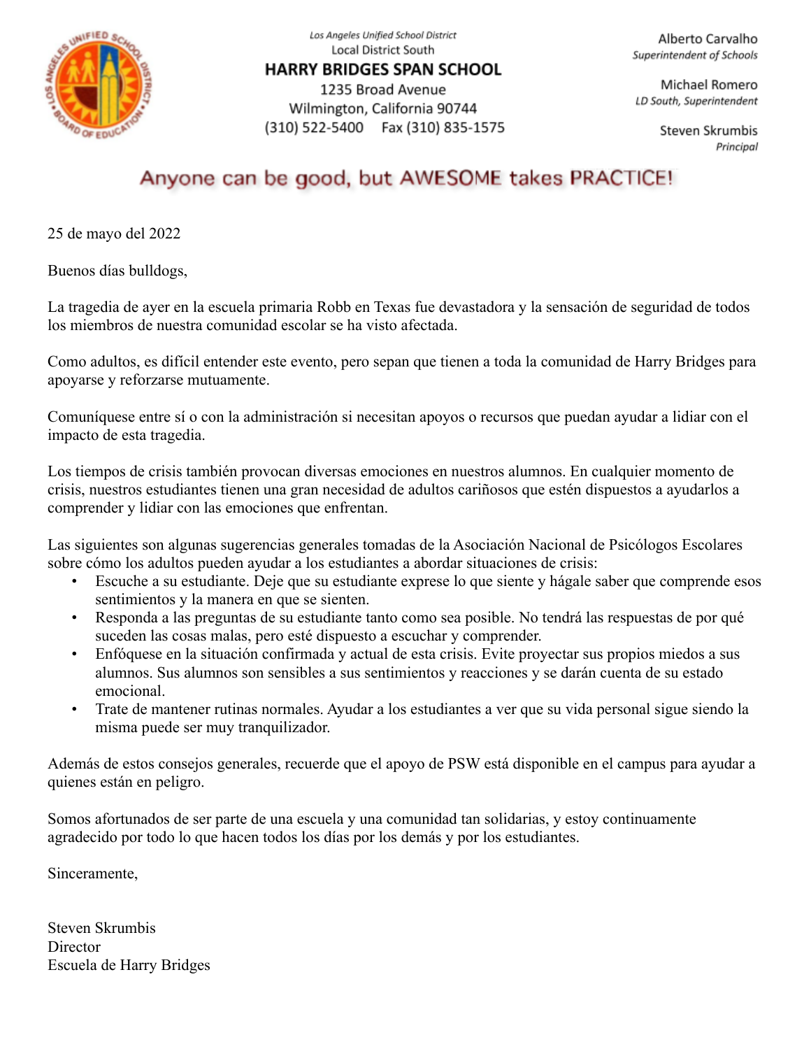*Los Angeles Unified School District*
Local District South
**HARRY BRIDGES SPAN SCHOOL**
1235 Broad Avenue
Wilmington, California 90744
(310) 522-5400 Fax (310) 835-1575

Alberto Carvalho
*Superintendent of Schools*

Michael Romero
*LD South, Superintendent*

Steven Skrumbis
*Principal*

**Anyone can be good, but AWESOME takes PRACTICE!**

25 de mayo del 2022

Buenos días bulldogs,

La tragedia de ayer en la escuela primaria Robb en Texas fue devastadora y la sensación de seguridad de todos los miembros de nuestra comunidad escolar se ha visto afectada.

Como adultos, es difícil entender este evento, pero sepan que tienen a toda la comunidad de Harry Bridges para apoyarse y reforzarse mutuamente.

Comuníquese entre sí o con la administración si necesitan apoyos o recursos que puedan ayudar a lidiar con el impacto de esta tragedia.

Los tiempos de crisis también provocan diversas emociones en nuestros alumnos. En cualquier momento de crisis, nuestros estudiantes tienen una gran necesidad de adultos cariñosos que estén dispuestos a ayudarlos a comprender y lidiar con las emociones que enfrentan.

Las siguientes son algunas sugerencias generales tomadas de la Asociación Nacional de Psicólogos Escolares sobre cómo los adultos pueden ayudar a los estudiantes a abordar situaciones de crisis:

- Escuche a su estudiante. Deje que su estudiante exprese lo que siente y hágale saber que comprende esos sentimientos y la manera en que se sienten.
- Responda a las preguntas de su estudiante tanto como sea posible. No tendrá las respuestas de por qué suceden las cosas malas, pero esté dispuesto a escuchar y comprender.
- Enfóquese en la situación confirmada y actual de esta crisis. Evite proyectar sus propios miedos a sus alumnos. Sus alumnos son sensibles a sus sentimientos y reacciones y se darán cuenta de su estado emocional.
- Trate de mantener rutinas normales. Ayudar a los estudiantes a ver que su vida personal sigue siendo la misma puede ser muy tranquilizador.

Además de estos consejos generales, recuerde que el apoyo de PSW está disponible en el campus para ayudar a quienes están en peligro.

Somos afortunados de ser parte de una escuela y una comunidad tan solidarias, y estoy continuamente agradecido por todo lo que hacen todos los días por los demás y por los estudiantes.

Sinceramente,

Steven Skrumbis
Director
Escuela de Harry Bridges